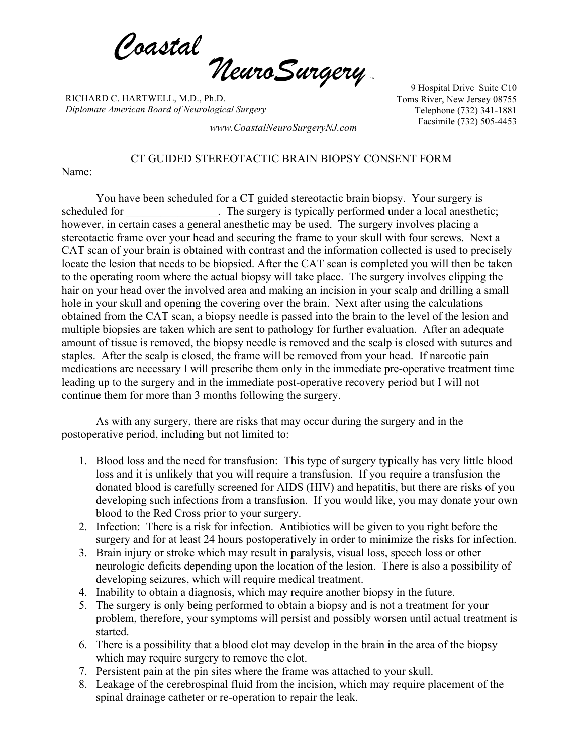# Coastal NeuroSurgery P.A.

RICHARD C. HARTWELL, M.D., Ph.D.
*Diplomate American Board of Neurological Surgery*

9 Hospital Drive Suite C10
Toms River, New Jersey 08755
Telephone (732) 341-1881
Facsimile (732) 505-4453

*www.CoastalNeuroSurgeryNJ.com*

## CT GUIDED STEREOTACTIC BRAIN BIOPSY CONSENT FORM

Name:

You have been scheduled for a CT guided stereotactic brain biopsy. Your surgery is scheduled for ________________. The surgery is typically performed under a local anesthetic; however, in certain cases a general anesthetic may be used. The surgery involves placing a stereotactic frame over your head and securing the frame to your skull with four screws. Next a CAT scan of your brain is obtained with contrast and the information collected is used to precisely locate the lesion that needs to be biopsied. After the CAT scan is completed you will then be taken to the operating room where the actual biopsy will take place. The surgery involves clipping the hair on your head over the involved area and making an incision in your scalp and drilling a small hole in your skull and opening the covering over the brain. Next after using the calculations obtained from the CAT scan, a biopsy needle is passed into the brain to the level of the lesion and multiple biopsies are taken which are sent to pathology for further evaluation. After an adequate amount of tissue is removed, the biopsy needle is removed and the scalp is closed with sutures and staples. After the scalp is closed, the frame will be removed from your head. If narcotic pain medications are necessary I will prescribe them only in the immediate pre-operative treatment time leading up to the surgery and in the immediate post-operative recovery period but I will not continue them for more than 3 months following the surgery.

As with any surgery, there are risks that may occur during the surgery and in the postoperative period, including but not limited to:

1. Blood loss and the need for transfusion: This type of surgery typically has very little blood loss and it is unlikely that you will require a transfusion. If you require a transfusion the donated blood is carefully screened for AIDS (HIV) and hepatitis, but there are risks of you developing such infections from a transfusion. If you would like, you may donate your own blood to the Red Cross prior to your surgery.
2. Infection: There is a risk for infection. Antibiotics will be given to you right before the surgery and for at least 24 hours postoperatively in order to minimize the risks for infection.
3. Brain injury or stroke which may result in paralysis, visual loss, speech loss or other neurologic deficits depending upon the location of the lesion. There is also a possibility of developing seizures, which will require medical treatment.
4. Inability to obtain a diagnosis, which may require another biopsy in the future.
5. The surgery is only being performed to obtain a biopsy and is not a treatment for your problem, therefore, your symptoms will persist and possibly worsen until actual treatment is started.
6. There is a possibility that a blood clot may develop in the brain in the area of the biopsy which may require surgery to remove the clot.
7. Persistent pain at the pin sites where the frame was attached to your skull.
8. Leakage of the cerebrospinal fluid from the incision, which may require placement of the spinal drainage catheter or re-operation to repair the leak.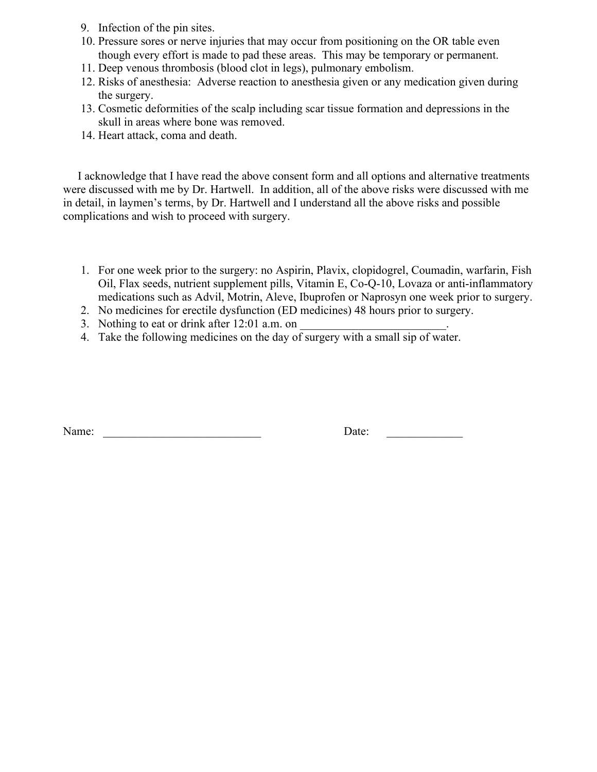9. Infection of the pin sites.
10. Pressure sores or nerve injuries that may occur from positioning on the OR table even though every effort is made to pad these areas. This may be temporary or permanent.
11. Deep venous thrombosis (blood clot in legs), pulmonary embolism.
12. Risks of anesthesia: Adverse reaction to anesthesia given or any medication given during the surgery.
13. Cosmetic deformities of the scalp including scar tissue formation and depressions in the skull in areas where bone was removed.
14. Heart attack, coma and death.

I acknowledge that I have read the above consent form and all options and alternative treatments were discussed with me by Dr. Hartwell. In addition, all of the above risks were discussed with me in detail, in laymen's terms, by Dr. Hartwell and I understand all the above risks and possible complications and wish to proceed with surgery.

1. For one week prior to the surgery: no Aspirin, Plavix, clopidogrel, Coumadin, warfarin, Fish Oil, Flax seeds, nutrient supplement pills, Vitamin E, Co-Q-10, Lovaza or anti-inflammatory medications such as Advil, Motrin, Aleve, Ibuprofen or Naprosyn one week prior to surgery.
2. No medicines for erectile dysfunction (ED medicines) 48 hours prior to surgery.
3. Nothing to eat or drink after 12:01 a.m. on _________________________.
4. Take the following medicines on the day of surgery with a small sip of water.

Name: ___________________________ Date: _____________